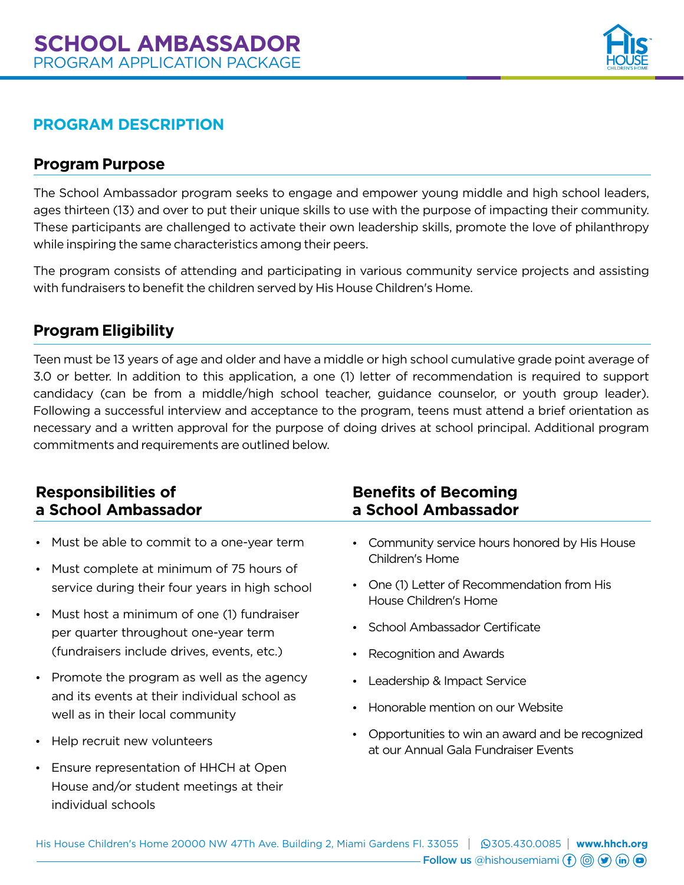# SCHOOL AMBASSADOR

PROGRAM APPLICATION PACKAGE

## PROGRAM DESCRIPTION

### Program Purpose

The School Ambassador program seeks to engage and empower young middle and high school leaders, ages thirteen (13) and over to put their unique skills to use with the purpose of impacting their community. These participants are challenged to activate their own leadership skills, promote the love of philanthropy while inspiring the same characteristics among their peers.

The program consists of attending and participating in various community service projects and assisting with fundraisers to benefit the children served by His House Children's Home.

### Program Eligibility

Teen must be 13 years of age and older and have a middle or high school cumulative grade point average of 3.0 or better. In addition to this application, a one (1) letter of recommendation is required to support candidacy (can be from a middle/high school teacher, guidance counselor, or youth group leader). Following a successful interview and acceptance to the program, teens must attend a brief orientation as necessary and a written approval for the purpose of doing drives at school principal. Additional program commitments and requirements are outlined below.

### Responsibilities of a School Ambassador

- Must be able to commit to a one-year term
- Must complete at minimum of 75 hours of service during their four years in high school
- Must host a minimum of one (1) fundraiser per quarter throughout one-year term (fundraisers include drives, events, etc.)
- Promote the program as well as the agency and its events at their individual school as well as in their local community
- Help recruit new volunteers
- Ensure representation of HHCH at Open House and/or student meetings at their individual schools

### Benefits of Becoming a School Ambassador

- Community service hours honored by His House Children's Home
- One (1) Letter of Recommendation from His House Children's Home
- School Ambassador Certificate
- Recognition and Awards
- Leadership & Impact Service
- Honorable mention on our Website
- Opportunities to win an award and be recognized at our Annual Gala Fundraiser Events

His House Children's Home 20000 NW 47Th Ave. Building 2, Miami Gardens Fl. 33055 | 305.430.0085 | www.hhch.org

Follow us @hishousemiami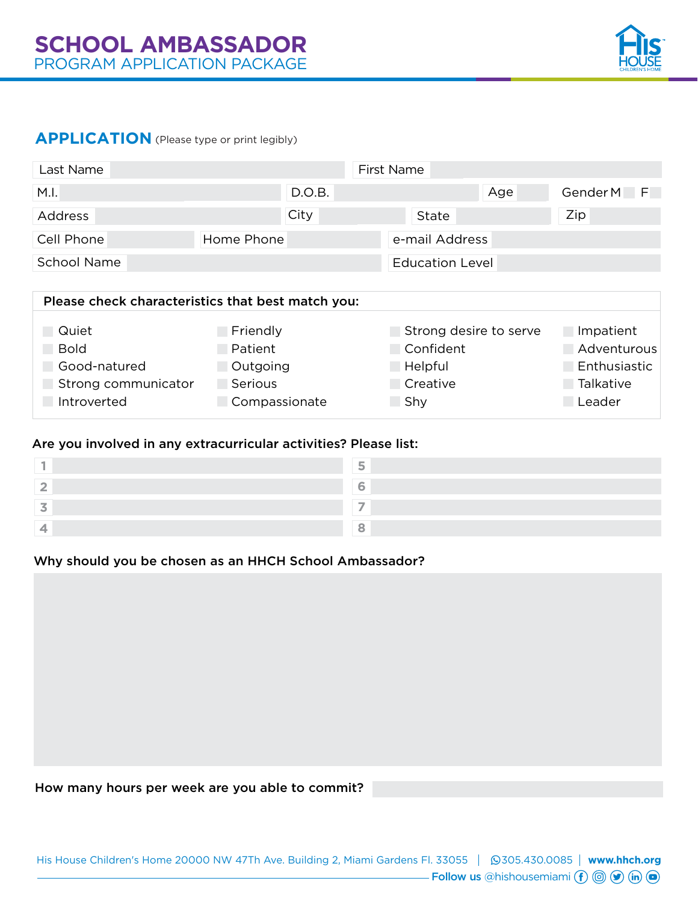# SCHOOL AMBASSADOR
## PROGRAM APPLICATION PACKAGE

## APPLICATION (Please type or print legibly)

| | | | | | |
|---|---|---|---|---|---|
| Last Name | | First Name | | | |
| M.I. | | D.O.B. | | Age | Gender M ☐ F ☐ |
| Address | | City | | State | Zip |
| Cell Phone | | Home Phone | | e-mail Address | |
| School Name | | Education Level | | | |

**Please check characteristics that best match you:**

| | | | |
|---|---|---|---|
| ☐ Quiet | ☐ Friendly | ☐ Strong desire to serve | ☐ Impatient |
| ☐ Bold | ☐ Patient | ☐ Confident | ☐ Adventurous |
| ☐ Good-natured | ☐ Outgoing | ☐ Helpful | ☐ Enthusiastic |
| ☐ Strong communicator | ☐ Serious | ☐ Creative | ☐ Talkative |
| ☐ Introverted | ☐ Compassionate | ☐ Shy | ☐ Leader |

**Are you involved in any extracurricular activities? Please list:**

| | | | |
|---|---|---|---|
| 1 | | 5 | |
| 2 | | 6 | |
| 3 | | 7 | |
| 4 | | 8 | |

**Why should you be chosen as an HHCH School Ambassador?**

&nbsp;

**How many hours per week are you able to commit?**

His House Children's Home 20000 NW 47Th Ave. Building 2, Miami Gardens Fl. 33055 | 305.430.0085 | www.hhch.org
Follow us @hishousemiami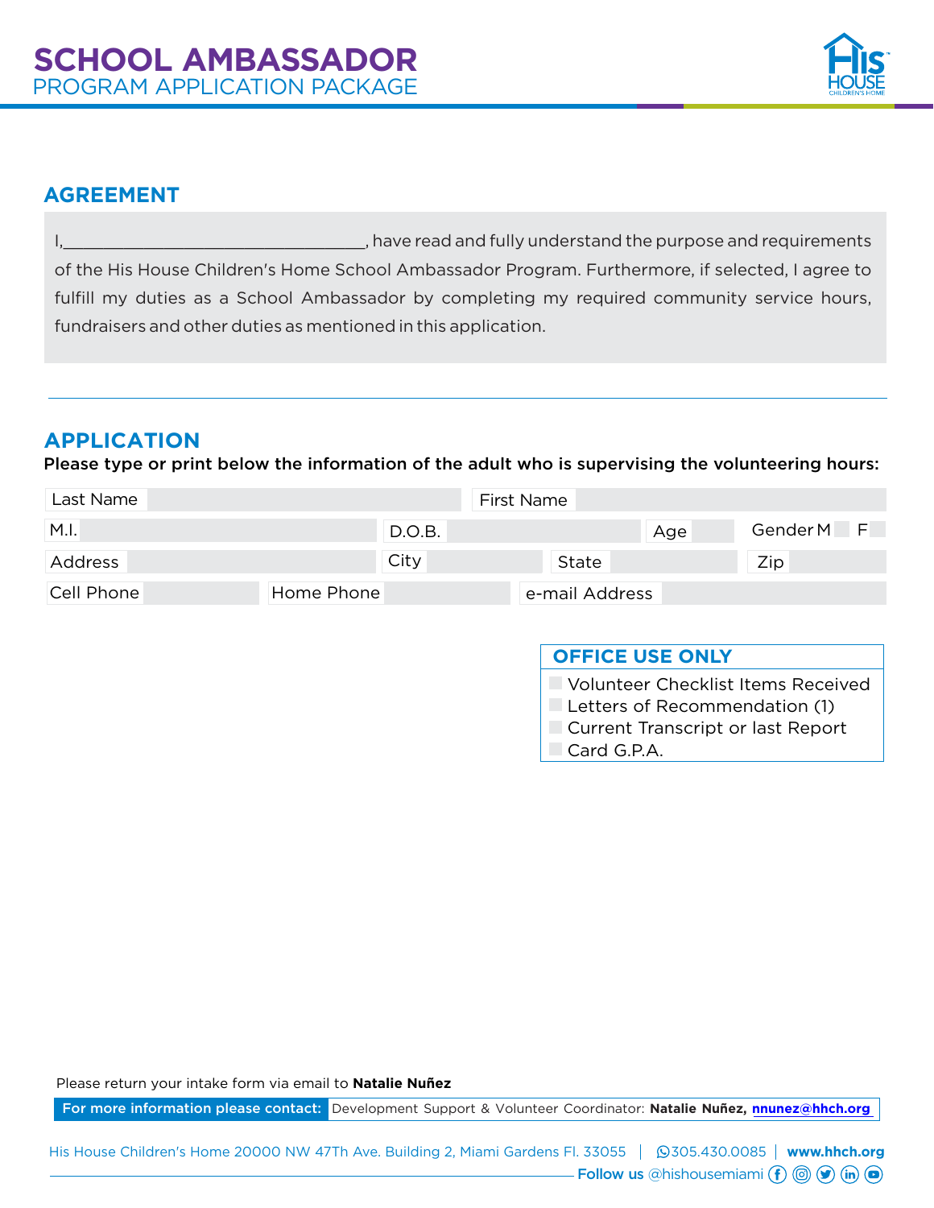# SCHOOL AMBASSADOR
PROGRAM APPLICATION PACKAGE

## AGREEMENT

I,_________________________________, have read and fully understand the purpose and requirements of the His House Children's Home School Ambassador Program. Furthermore, if selected, I agree to fulfill my duties as a School Ambassador by completing my required community service hours, fundraisers and other duties as mentioned in this application.

## APPLICATION

**Please type or print below the information of the adult who is supervising the volunteering hours:**

| | | | | | | | |
|---|---|---|---|---|---|---|---|
| Last Name | | | | First Name | | | |
| M.I. | | D.O.B. | | Age | | Gender M ☐ F ☐ | |
| Address | | City | | State | | Zip | |
| Cell Phone | | Home Phone | | e-mail Address | | | |

**OFFICE USE ONLY**

- ☐ Volunteer Checklist Items Received
- ☐ Letters of Recommendation (1)
- ☐ Current Transcript or last Report
- ☐ Card G.P.A.

Please return your intake form via email to **Natalie Nuñez**

**For more information please contact:** Development Support & Volunteer Coordinator: **Natalie Nuñez, nnunez@hhch.org**

His House Children's Home 20000 NW 47Th Ave. Building 2, Miami Gardens Fl. 33055 | 305.430.0085 | **www.hhch.org**

**Follow us** @hishousemiami